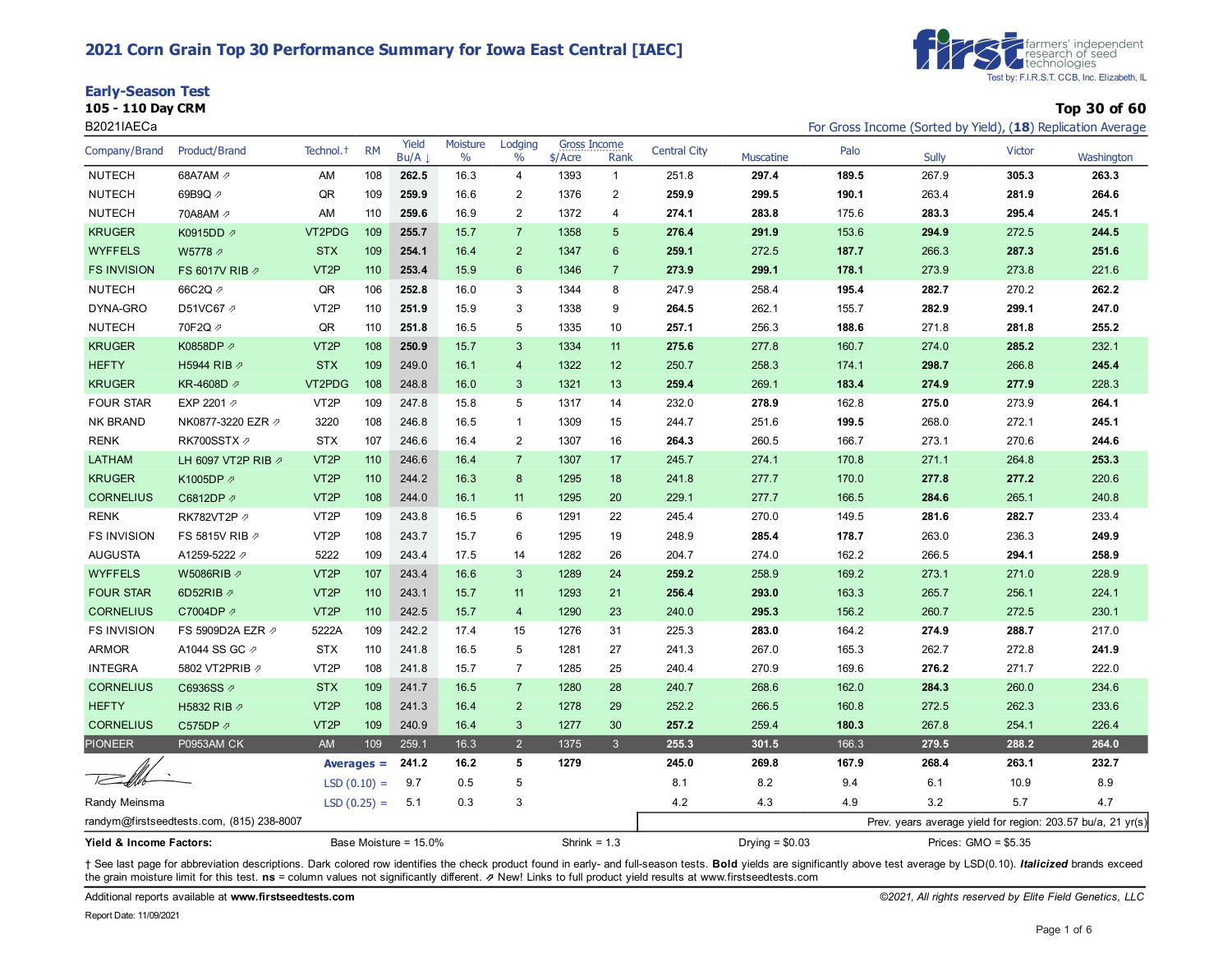# 2021 Corn Grain Top 30 Performance Summary for Iowa East Central [IAEC]

farmers' independent research of seed technologies

Test by: F.I.R.S.T. CCB, Inc. Elizabeth, IL

## Early-Season Test

**105 - 110 Day CRM**

B2021IAECa

**Top 30 of 60**

For Gross Income (Sorted by Yield), (**18**) Replication Average

| Company/Brand | Product/Brand | Technol.† | RM | Yield Bu/A ↓ | Moisture % | Lodging % | Gross Income $/Acre | Gross Income Rank | Central City | Muscatine | Palo | Sully | Victor | Washington |
|---|---|---|---|---|---|---|---|---|---|---|---|---|---|---|
| NUTECH | 68A7AM ⇗ | AM | 108 | **262.5** | 16.3 | 4 | 1393 | 1 | 251.8 | **297.4** | **189.5** | 267.9 | **305.3** | **263.3** |
| NUTECH | 69B9Q ⇗ | QR | 109 | **259.9** | 16.6 | 2 | 1376 | 2 | **259.9** | **299.5** | **190.1** | 263.4 | **281.9** | **264.6** |
| NUTECH | 70A8AM ⇗ | AM | 110 | **259.6** | 16.9 | 2 | 1372 | 4 | **274.1** | **283.8** | 175.6 | **283.3** | **295.4** | **245.1** |
| KRUGER | K0915DD ⇗ | VT2PDG | 109 | **255.7** | 15.7 | 7 | 1358 | 5 | **276.4** | **291.9** | 153.6 | **294.9** | 272.5 | **244.5** |
| WYFFELS | W5778 ⇗ | STX | 109 | **254.1** | 16.4 | 2 | 1347 | 6 | **259.1** | 272.5 | **187.7** | 266.3 | **287.3** | **251.6** |
| FS INVISION | FS 6017V RIB ⇗ | VT2P | 110 | **253.4** | 15.9 | 6 | 1346 | 7 | **273.9** | **299.1** | **178.1** | 273.9 | 273.8 | 221.6 |
| NUTECH | 66C2Q ⇗ | QR | 106 | **252.8** | 16.0 | 3 | 1344 | 8 | 247.9 | 258.4 | **195.4** | **282.7** | 270.2 | **262.2** |
| DYNA-GRO | D51VC67 ⇗ | VT2P | 110 | **251.9** | 15.9 | 3 | 1338 | 9 | **264.5** | 262.1 | 155.7 | **282.9** | **299.1** | **247.0** |
| NUTECH | 70F2Q ⇗ | QR | 110 | **251.8** | 16.5 | 5 | 1335 | 10 | **257.1** | 256.3 | **188.6** | 271.8 | **281.8** | **255.2** |
| KRUGER | K0858DP ⇗ | VT2P | 108 | **250.9** | 15.7 | 3 | 1334 | 11 | **275.6** | 277.8 | 160.7 | 274.0 | **285.2** | 232.1 |
| HEFTY | H5944 RIB ⇗ | STX | 109 | 249.0 | 16.1 | 4 | 1322 | 12 | 250.7 | 258.3 | 174.1 | **298.7** | 266.8 | **245.4** |
| KRUGER | KR-4608D ⇗ | VT2PDG | 108 | 248.8 | 16.0 | 3 | 1321 | 13 | **259.4** | 269.1 | **183.4** | 274.9 | **277.9** | 228.3 |
| FOUR STAR | EXP 2201 ⇗ | VT2P | 109 | 247.8 | 15.8 | 5 | 1317 | 14 | 232.0 | **278.9** | 162.8 | 275.0 | 273.9 | **264.1** |
| NK BRAND | NK0877-3220 EZR ⇗ | 3220 | 108 | 246.8 | 16.5 | 1 | 1309 | 15 | 244.7 | 251.6 | **199.5** | 268.0 | 272.1 | **245.1** |
| RENK | RK700SSTX ⇗ | STX | 107 | 246.6 | 16.4 | 2 | 1307 | 16 | **264.3** | 260.5 | 166.7 | 273.1 | 270.6 | **244.6** |
| LATHAM | LH 6097 VT2P RIB ⇗ | VT2P | 110 | 246.6 | 16.4 | 7 | 1307 | 17 | 245.7 | 274.1 | 170.8 | 271.1 | 264.8 | **253.3** |
| KRUGER | K1005DP ⇗ | VT2P | 110 | 244.2 | 16.3 | 8 | 1295 | 18 | 241.8 | 277.7 | 170.0 | **277.8** | **277.2** | 220.6 |
| CORNELIUS | C6812DP ⇗ | VT2P | 108 | 244.0 | 16.1 | 11 | 1295 | 20 | 229.1 | 277.7 | 166.5 | **284.6** | 265.1 | 240.8 |
| RENK | RK782VT2P ⇗ | VT2P | 109 | 243.8 | 16.5 | 6 | 1291 | 22 | 245.4 | 270.0 | 149.5 | **281.6** | **282.7** | 233.4 |
| FS INVISION | FS 5815V RIB ⇗ | VT2P | 108 | 243.7 | 15.7 | 6 | 1295 | 19 | 248.9 | **285.4** | **178.7** | 263.0 | 236.3 | **249.9** |
| AUGUSTA | A1259-5222 ⇗ | 5222 | 109 | 243.4 | 17.5 | 14 | 1282 | 26 | 204.7 | 274.0 | 162.2 | 266.5 | **294.1** | **258.9** |
| WYFFELS | W5086RIB ⇗ | VT2P | 107 | 243.4 | 16.6 | 3 | 1289 | 24 | **259.2** | 258.9 | 169.2 | 273.1 | 271.0 | 228.9 |
| FOUR STAR | 6D52RIB ⇗ | VT2P | 110 | 243.1 | 15.7 | 11 | 1293 | 21 | **256.4** | **293.0** | 163.3 | 265.7 | 256.1 | 224.1 |
| CORNELIUS | C7004DP ⇗ | VT2P | 110 | 242.5 | 15.7 | 4 | 1290 | 23 | 240.0 | **295.3** | 156.2 | 260.7 | 272.5 | 230.1 |
| FS INVISION | FS 5909D2A EZR ⇗ | 5222A | 109 | 242.2 | 17.4 | 15 | 1276 | 31 | 225.3 | **283.0** | 164.2 | 274.9 | **288.7** | 217.0 |
| ARMOR | A1044 SS GC ⇗ | STX | 110 | 241.8 | 16.5 | 5 | 1281 | 27 | 241.3 | 267.0 | 165.3 | 262.7 | 272.8 | **241.9** |
| INTEGRA | 5802 VT2PRIB ⇗ | VT2P | 108 | 241.8 | 15.7 | 7 | 1285 | 25 | 240.4 | 270.9 | 169.6 | **276.2** | 271.7 | 222.0 |
| CORNELIUS | C6936SS ⇗ | STX | 109 | 241.7 | 16.5 | 7 | 1280 | 28 | 240.7 | 268.6 | 162.0 | **284.3** | 260.0 | 234.6 |
| HEFTY | H5832 RIB ⇗ | VT2P | 108 | 241.3 | 16.4 | 2 | 1278 | 29 | 252.2 | 266.5 | 160.8 | 272.5 | 262.3 | 233.6 |
| CORNELIUS | C575DP ⇗ | VT2P | 109 | 240.9 | 16.4 | 3 | 1277 | 30 | **257.2** | 259.4 | **180.3** | 267.8 | 254.1 | 226.4 |
| PIONEER | P0953AM CK | AM | 109 | 259.1 | 16.3 | 2 | 1375 | 3 | 255.3 | 301.5 | 166.3 | 279.5 | 288.2 | 264.0 |
| | | | **Averages =** | **241.2** | **16.2** | **5** | **1279** | | **245.0** | **269.8** | **167.9** | **268.4** | **263.1** | **232.7** |
| | | | LSD (0.10) = | 9.7 | 0.5 | 5 | | | 8.1 | 8.2 | 9.4 | 6.1 | 10.9 | 8.9 |
| Randy Meinsma | | | LSD (0.25) = | 5.1 | 0.3 | 3 | | | 4.2 | 4.3 | 4.9 | 3.2 | 5.7 | 4.7 |

randym@firstseedtests.com, (815) 238-8007

Prev. years average yield for region: 203.57 bu/a, 21 yr(s)

**Yield & Income Factors:** Base Moisture = 15.0% Shrink = 1.3 Drying = $0.03 Prices: GMO = $5.35

† See last page for abbreviation descriptions. Dark colored row identifies the check product found in early- and full-season tests. **Bold** yields are significantly above test average by LSD(0.10). ***Italicized*** brands exceed the grain moisture limit for this test. **ns** = column values not significantly different. ⇗ New! Links to full product yield results at www.firstseedtests.com

Additional reports available at **www.firstseedtests.com**

*©2021, All rights reserved by Elite Field Genetics, LLC*

Report Date: 11/09/2021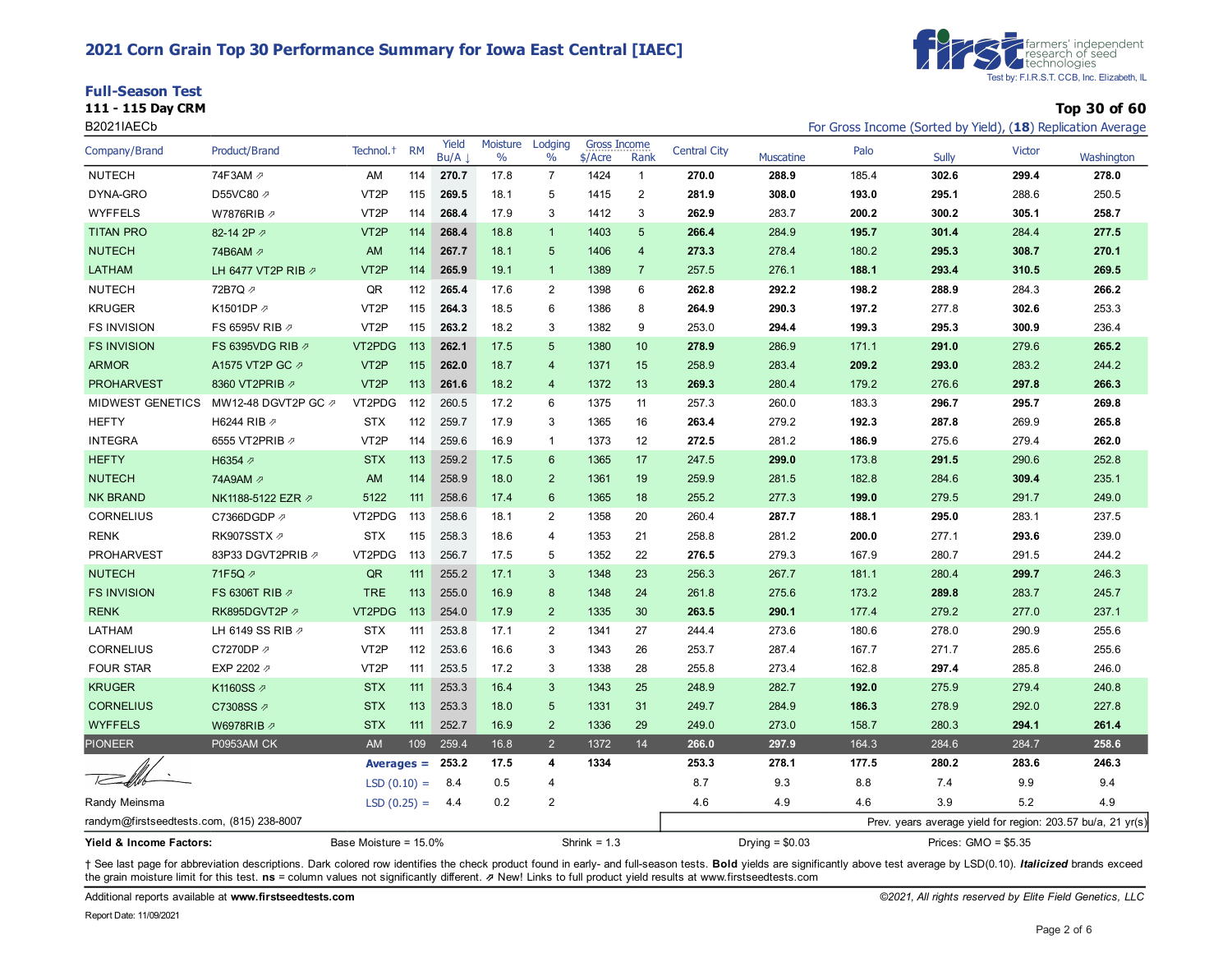# 2021 Corn Grain Top 30 Performance Summary for Iowa East Central [IAEC]

farmers' independent research of seed technologies
Test by: F.I.R.S.T. CCB, Inc. Elizabeth, IL

## Full-Season Test

**111 - 115 Day CRM**

B2021IAECb

**Top 30 of 60**

For Gross Income (Sorted by Yield), (**18**) Replication Average

| Company/Brand | Product/Brand | Technol.† | RM | Yield Bu/A ↓ | Moisture % | Lodging % | Gross Income $/Acre | Gross Income Rank | Central City | Muscatine | Palo | Sully | Victor | Washington |
|---|---|---|---|---|---|---|---|---|---|---|---|---|---|---|
| NUTECH | 74F3AM ⇗ | AM | 114 | **270.7** | 17.8 | 7 | 1424 | 1 | **270.0** | **288.9** | 185.4 | **302.6** | **299.4** | **278.0** |
| DYNA-GRO | D55VC80 ⇗ | VT2P | 115 | **269.5** | 18.1 | 5 | 1415 | 2 | **281.9** | **308.0** | **193.0** | **295.1** | 288.6 | 250.5 |
| WYFFELS | W7876RIB ⇗ | VT2P | 114 | **268.4** | 17.9 | 3 | 1412 | 3 | **262.9** | 283.7 | **200.2** | **300.2** | **305.1** | **258.7** |
| TITAN PRO | 82-14 2P ⇗ | VT2P | 114 | **268.4** | 18.8 | 1 | 1403 | 5 | **266.4** | 284.9 | **195.7** | **301.4** | 284.4 | **277.5** |
| NUTECH | 74B6AM ⇗ | AM | 114 | **267.7** | 18.1 | 5 | 1406 | 4 | **273.3** | 278.4 | 180.2 | **295.3** | **308.7** | **270.1** |
| LATHAM | LH 6477 VT2P RIB ⇗ | VT2P | 114 | **265.9** | 19.1 | 1 | 1389 | 7 | 257.5 | 276.1 | **188.1** | **293.4** | **310.5** | **269.5** |
| NUTECH | 72B7Q ⇗ | QR | 112 | **265.4** | 17.6 | 2 | 1398 | 6 | **262.8** | **292.2** | **198.2** | **288.9** | 284.3 | **266.2** |
| KRUGER | K1501DP ⇗ | VT2P | 115 | **264.3** | 18.5 | 6 | 1386 | 8 | **264.9** | **290.3** | **197.2** | 277.8 | **302.6** | 253.3 |
| FS INVISION | FS 6595V RIB ⇗ | VT2P | 115 | **263.2** | 18.2 | 3 | 1382 | 9 | 253.0 | **294.4** | **199.3** | **295.3** | **300.9** | 236.4 |
| FS INVISION | FS 6395VDG RIB ⇗ | VT2PDG | 113 | **262.1** | 17.5 | 5 | 1380 | 10 | **278.9** | 286.9 | 171.1 | **291.0** | 279.6 | **265.2** |
| ARMOR | A1575 VT2P GC ⇗ | VT2P | 115 | **262.0** | 18.7 | 4 | 1371 | 15 | 258.9 | 283.4 | **209.2** | **293.0** | 283.2 | 244.2 |
| PROHARVEST | 8360 VT2PRIB ⇗ | VT2P | 113 | **261.6** | 18.2 | 4 | 1372 | 13 | **269.3** | 280.4 | 179.2 | 276.6 | **297.8** | **266.3** |
| MIDWEST GENETICS | MW12-48 DGVT2P GC ⇗ | VT2PDG | 112 | 260.5 | 17.2 | 6 | 1375 | 11 | 257.3 | 260.0 | 183.3 | **296.7** | **295.7** | **269.8** |
| HEFTY | H6244 RIB ⇗ | STX | 112 | 259.7 | 17.9 | 3 | 1365 | 16 | **263.4** | 279.2 | **192.3** | **287.8** | 269.9 | **265.8** |
| INTEGRA | 6555 VT2PRIB ⇗ | VT2P | 114 | 259.6 | 16.9 | 1 | 1373 | 12 | **272.5** | 281.2 | **186.9** | 275.6 | 279.4 | **262.0** |
| HEFTY | H6354 ⇗ | STX | 113 | 259.2 | 17.5 | 6 | 1365 | 17 | 247.5 | **299.0** | 173.8 | **291.5** | 290.6 | 252.8 |
| NUTECH | 74A9AM ⇗ | AM | 114 | 258.9 | 18.0 | 2 | 1361 | 19 | 259.9 | 281.5 | 182.8 | 284.6 | **309.4** | 235.1 |
| NK BRAND | NK1188-5122 EZR ⇗ | 5122 | 111 | 258.6 | 17.4 | 6 | 1365 | 18 | 255.2 | 277.3 | **199.0** | 279.5 | 291.7 | 249.0 |
| CORNELIUS | C7366DGDP ⇗ | VT2PDG | 113 | 258.6 | 18.1 | 2 | 1358 | 20 | 260.4 | **287.7** | **188.1** | **295.0** | 283.1 | 237.5 |
| RENK | RK907SSTX ⇗ | STX | 115 | 258.3 | 18.6 | 4 | 1353 | 21 | 258.8 | 281.2 | **200.0** | 277.1 | **293.6** | 239.0 |
| PROHARVEST | 83P33 DGVT2PRIB ⇗ | VT2PDG | 113 | 256.7 | 17.5 | 5 | 1352 | 22 | **276.5** | 279.3 | 167.9 | 280.7 | 291.5 | 244.2 |
| NUTECH | 71F5Q ⇗ | QR | 111 | 255.2 | 17.1 | 3 | 1348 | 23 | 256.3 | 267.7 | 181.1 | 280.4 | **299.7** | 246.3 |
| FS INVISION | FS 6306T RIB ⇗ | TRE | 113 | 255.0 | 16.9 | 8 | 1348 | 24 | 261.8 | 275.6 | 173.2 | **289.8** | 283.7 | 245.7 |
| RENK | RK895DGVT2P ⇗ | VT2PDG | 113 | 254.0 | 17.9 | 2 | 1335 | 30 | **263.5** | **290.1** | 177.4 | 279.2 | 277.0 | 237.1 |
| LATHAM | LH 6149 SS RIB ⇗ | STX | 111 | 253.8 | 17.1 | 2 | 1341 | 27 | 244.4 | 273.6 | 180.6 | 278.0 | 290.9 | 255.6 |
| CORNELIUS | C7270DP ⇗ | VT2P | 112 | 253.6 | 16.6 | 3 | 1343 | 26 | 253.7 | 287.4 | 167.7 | 271.7 | 285.6 | 255.6 |
| FOUR STAR | EXP 2202 ⇗ | VT2P | 111 | 253.5 | 17.2 | 3 | 1338 | 28 | 255.8 | 273.4 | 162.8 | **297.4** | 285.8 | 246.0 |
| KRUGER | K1160SS ⇗ | STX | 111 | 253.3 | 16.4 | 3 | 1343 | 25 | 248.9 | 282.7 | **192.0** | 275.9 | 279.4 | 240.8 |
| CORNELIUS | C7308SS ⇗ | STX | 113 | 253.3 | 18.0 | 5 | 1331 | 31 | 249.7 | 284.9 | **186.3** | 278.9 | 292.0 | 227.8 |
| WYFFELS | W6978RIB ⇗ | STX | 111 | 252.7 | 16.9 | 2 | 1336 | 29 | 249.0 | 273.0 | 158.7 | 280.3 | **294.1** | **261.4** |
| PIONEER | P0953AM CK | AM | 109 | 259.4 | 16.8 | 2 | 1372 | 14 | **266.0** | **297.9** | 164.3 | 284.6 | 284.7 | **258.6** |
| | | | **Averages =** | **253.2** | **17.5** | **4** | **1334** | | **253.3** | **278.1** | **177.5** | **280.2** | **283.6** | **246.3** |
| | | | LSD (0.10) = | 8.4 | 0.5 | 4 | | | 8.7 | 9.3 | 8.8 | 7.4 | 9.9 | 9.4 |
| | | | LSD (0.25) = | 4.4 | 0.2 | 2 | | | 4.6 | 4.9 | 4.6 | 3.9 | 5.2 | 4.9 |

Randy Meinsma
randym@firstseedtests.com, (815) 238-8007

Prev. years average yield for region: 203.57 bu/a, 21 yr(s)

**Yield & Income Factors:** Base Moisture = 15.0% Shrink = 1.3 Drying = $0.03 Prices: GMO = $5.35

† See last page for abbreviation descriptions. Dark colored row identifies the check product found in early- and full-season tests. **Bold** yields are significantly above test average by LSD(0.10). ***Italicized*** brands exceed the grain moisture limit for this test. **ns** = column values not significantly different. ⇗ New! Links to full product yield results at www.firstseedtests.com

Additional reports available at **www.firstseedtests.com**

©2021, All rights reserved by Elite Field Genetics, LLC

Report Date: 11/09/2021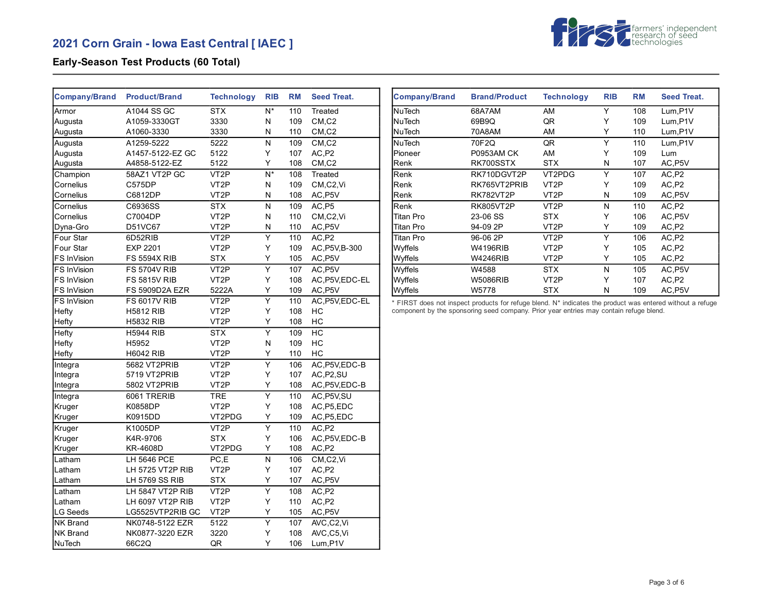## 2021 Corn Grain - Iowa East Central [ IAEC ]

farmers' independent research of seed technologies

### Early-Season Test Products (60 Total)

| Company/Brand | Product/Brand | Technology | RIB | RM | Seed Treat. |
|---|---|---|---|---|---|
| Armor | A1044 SS GC | STX | N* | 110 | Treated |
| Augusta | A1059-3330GT | 3330 | N | 109 | CM,C2 |
| Augusta | A1060-3330 | 3330 | N | 110 | CM,C2 |
| Augusta | A1259-5222 | 5222 | N | 109 | CM,C2 |
| Augusta | A1457-5122-EZ GC | 5122 | Y | 107 | AC,P2 |
| Augusta | A4858-5122-EZ | 5122 | Y | 108 | CM,C2 |
| Champion | 58AZ1 VT2P GC | VT2P | N* | 108 | Treated |
| Cornelius | C575DP | VT2P | N | 109 | CM,C2,Vi |
| Cornelius | C6812DP | VT2P | N | 108 | AC,P5V |
| Cornelius | C6936SS | STX | N | 109 | AC,P5 |
| Cornelius | C7004DP | VT2P | N | 110 | CM,C2,Vi |
| Dyna-Gro | D51VC67 | VT2P | N | 110 | AC,P5V |
| Four Star | 6D52RIB | VT2P | Y | 110 | AC,P2 |
| Four Star | EXP 2201 | VT2P | Y | 109 | AC,P5V,B-300 |
| FS InVision | FS 5594X RIB | STX | Y | 105 | AC,P5V |
| FS InVision | FS 5704V RIB | VT2P | Y | 107 | AC,P5V |
| FS InVision | FS 5815V RIB | VT2P | Y | 108 | AC,P5V,EDC-EL |
| FS InVision | FS 5909D2A EZR | 5222A | Y | 109 | AC,P5V |
| FS InVision | FS 6017V RIB | VT2P | Y | 110 | AC,P5V,EDC-EL |
| Hefty | H5812 RIB | VT2P | Y | 108 | HC |
| Hefty | H5832 RIB | VT2P | Y | 108 | HC |
| Hefty | H5944 RIB | STX | Y | 109 | HC |
| Hefty | H5952 | VT2P | N | 109 | HC |
| Hefty | H6042 RIB | VT2P | Y | 110 | HC |
| Integra | 5682 VT2PRIB | VT2P | Y | 106 | AC,P5V,EDC-B |
| Integra | 5719 VT2PRIB | VT2P | Y | 107 | AC,P2,SU |
| Integra | 5802 VT2PRIB | VT2P | Y | 108 | AC,P5V,EDC-B |
| Integra | 6061 TRERIB | TRE | Y | 110 | AC,P5V,SU |
| Kruger | K0858DP | VT2P | Y | 108 | AC,P5,EDC |
| Kruger | K0915DD | VT2PDG | Y | 109 | AC,P5,EDC |
| Kruger | K1005DP | VT2P | Y | 110 | AC,P2 |
| Kruger | K4R-9706 | STX | Y | 106 | AC,P5V,EDC-B |
| Kruger | KR-4608D | VT2PDG | Y | 108 | AC,P2 |
| Latham | LH 5646 PCE | PC,E | N | 106 | CM,C2,Vi |
| Latham | LH 5725 VT2P RIB | VT2P | Y | 107 | AC,P2 |
| Latham | LH 5769 SS RIB | STX | Y | 107 | AC,P5V |
| Latham | LH 5847 VT2P RIB | VT2P | Y | 108 | AC,P2 |
| Latham | LH 6097 VT2P RIB | VT2P | Y | 110 | AC,P2 |
| LG Seeds | LG5525VTP2RIB GC | VT2P | Y | 105 | AC,P5V |
| NK Brand | NK0748-5122 EZR | 5122 | Y | 107 | AVC,C2,Vi |
| NK Brand | NK0877-3220 EZR | 3220 | Y | 108 | AVC,C5,Vi |
| NuTech | 66C2Q | QR | Y | 106 | Lum,P1V |
| NuTech | 68A7AM | AM | Y | 108 | Lum,P1V |
| NuTech | 69B9Q | QR | Y | 109 | Lum,P1V |
| NuTech | 70A8AM | AM | Y | 110 | Lum,P1V |
| NuTech | 70F2Q | QR | Y | 110 | Lum,P1V |
| Pioneer | P0953AM CK | AM | Y | 109 | Lum |
| Renk | RK700SSTX | STX | N | 107 | AC,P5V |
| Renk | RK710DGVT2P | VT2PDG | Y | 107 | AC,P2 |
| Renk | RK765VT2PRIB | VT2P | Y | 109 | AC,P2 |
| Renk | RK782VT2P | VT2P | N | 109 | AC,P5V |
| Renk | RK805VT2P | VT2P | N | 110 | AC,P2 |
| Titan Pro | 23-06 SS | STX | Y | 106 | AC,P5V |
| Titan Pro | 94-09 2P | VT2P | Y | 109 | AC,P2 |
| Titan Pro | 96-06 2P | VT2P | Y | 106 | AC,P2 |
| Wyffels | W4196RIB | VT2P | Y | 105 | AC,P2 |
| Wyffels | W4246RIB | VT2P | Y | 105 | AC,P2 |
| Wyffels | W4588 | STX | N | 105 | AC,P5V |
| Wyffels | W5086RIB | VT2P | Y | 107 | AC,P2 |
| Wyffels | W5778 | STX | N | 109 | AC,P5V |

* FIRST does not inspect products for refuge blend. N* indicates the product was entered without a refuge component by the sponsoring seed company. Prior year entries may contain refuge blend.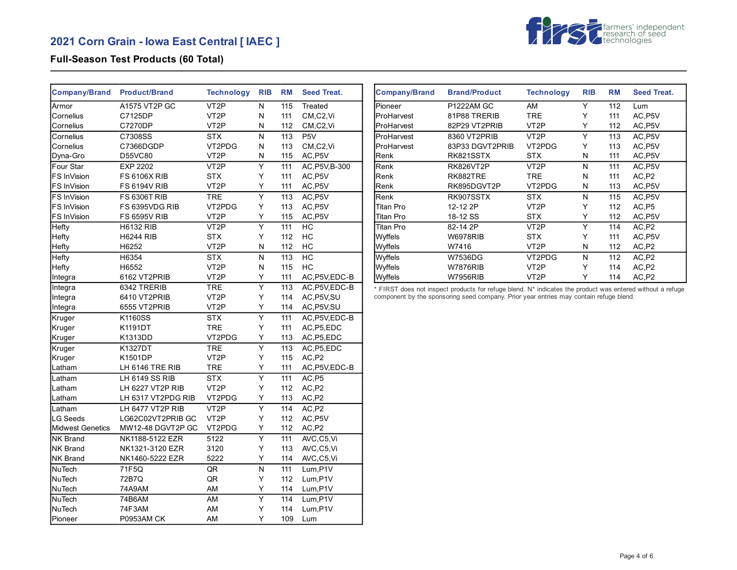## 2021 Corn Grain - Iowa East Central [ IAEC ]

farmers' independent research of seed technologies

### Full-Season Test Products (60 Total)

| Company/Brand | Product/Brand | Technology | RIB | RM | Seed Treat. |
|---|---|---|---|---|---|
| Armor | A1575 VT2P GC | VT2P | N | 115 | Treated |
| Cornelius | C7125DP | VT2P | N | 111 | CM,C2,Vi |
| Cornelius | C7270DP | VT2P | N | 112 | CM,C2,Vi |
| Cornelius | C7308SS | STX | N | 113 | P5V |
| Cornelius | C7366DGDP | VT2PDG | N | 113 | CM,C2,Vi |
| Dyna-Gro | D55VC80 | VT2P | N | 115 | AC,P5V |
| Four Star | EXP 2202 | VT2P | Y | 111 | AC,P5V,B-300 |
| FS InVision | FS 6106X RIB | STX | Y | 111 | AC,P5V |
| FS InVision | FS 6194V RIB | VT2P | Y | 111 | AC,P5V |
| FS InVision | FS 6306T RIB | TRE | Y | 113 | AC,P5V |
| FS InVision | FS 6395VDG RIB | VT2PDG | Y | 113 | AC,P5V |
| FS InVision | FS 6595V RIB | VT2P | Y | 115 | AC,P5V |
| Hefty | H6132 RIB | VT2P | Y | 111 | HC |
| Hefty | H6244 RIB | STX | Y | 112 | HC |
| Hefty | H6252 | VT2P | N | 112 | HC |
| Hefty | H6354 | STX | N | 113 | HC |
| Hefty | H6552 | VT2P | N | 115 | HC |
| Integra | 6162 VT2PRIB | VT2P | Y | 111 | AC,P5V,EDC-B |
| Integra | 6342 TRERIB | TRE | Y | 113 | AC,P5V,EDC-B |
| Integra | 6410 VT2PRIB | VT2P | Y | 114 | AC,P5V,SU |
| Integra | 6555 VT2PRIB | VT2P | Y | 114 | AC,P5V,SU |
| Kruger | K1160SS | STX | Y | 111 | AC,P5V,EDC-B |
| Kruger | K1191DT | TRE | Y | 111 | AC,P5,EDC |
| Kruger | K1313DD | VT2PDG | Y | 113 | AC,P5,EDC |
| Kruger | K1327DT | TRE | Y | 113 | AC,P5,EDC |
| Kruger | K1501DP | VT2P | Y | 115 | AC,P2 |
| Latham | LH 6146 TRE RIB | TRE | Y | 111 | AC,P5V,EDC-B |
| Latham | LH 6149 SS RIB | STX | Y | 111 | AC,P5 |
| Latham | LH 6227 VT2P RIB | VT2P | Y | 112 | AC,P2 |
| Latham | LH 6317 VT2PDG RIB | VT2PDG | Y | 113 | AC,P2 |
| Latham | LH 6477 VT2P RIB | VT2P | Y | 114 | AC,P2 |
| LG Seeds | LG62C02VT2PRIB GC | VT2P | Y | 112 | AC,P5V |
| Midwest Genetics | MW12-48 DGVT2P GC | VT2PDG | Y | 112 | AC,P2 |
| NK Brand | NK1188-5122 EZR | 5122 | Y | 111 | AVC,C5,Vi |
| NK Brand | NK1321-3120 EZR | 3120 | Y | 113 | AVC,C5,Vi |
| NK Brand | NK1460-5222 EZR | 5222 | Y | 114 | AVC,C5,Vi |
| NuTech | 71F5Q | QR | N | 111 | Lum,P1V |
| NuTech | 72B7Q | QR | Y | 112 | Lum,P1V |
| NuTech | 74A9AM | AM | Y | 114 | Lum,P1V |
| NuTech | 74B6AM | AM | Y | 114 | Lum,P1V |
| NuTech | 74F3AM | AM | Y | 114 | Lum,P1V |
| Pioneer | P0953AM CK | AM | Y | 109 | Lum |

| Company/Brand | Brand/Product | Technology | RIB | RM | Seed Treat. |
|---|---|---|---|---|---|
| Pioneer | P1222AM GC | AM | Y | 112 | Lum |
| ProHarvest | 81P88 TRERIB | TRE | Y | 111 | AC,P5V |
| ProHarvest | 82P29 VT2PRIB | VT2P | Y | 112 | AC,P5V |
| ProHarvest | 8360 VT2PRIB | VT2P | Y | 113 | AC,P5V |
| ProHarvest | 83P33 DGVT2PRIB | VT2PDG | Y | 113 | AC,P5V |
| Renk | RK821SSTX | STX | N | 111 | AC,P5V |
| Renk | RK826VT2P | VT2P | N | 111 | AC,P5V |
| Renk | RK882TRE | TRE | N | 111 | AC,P2 |
| Renk | RK895DGVT2P | VT2PDG | N | 113 | AC,P5V |
| Renk | RK907SSTX | STX | N | 115 | AC,P5V |
| Titan Pro | 12-12 2P | VT2P | Y | 112 | AC,P5 |
| Titan Pro | 18-12 SS | STX | Y | 112 | AC,P5V |
| Titan Pro | 82-14 2P | VT2P | Y | 114 | AC,P2 |
| Wyffels | W6978RIB | STX | Y | 111 | AC,P5V |
| Wyffels | W7416 | VT2P | N | 112 | AC,P2 |
| Wyffels | W7536DG | VT2PDG | N | 112 | AC,P2 |
| Wyffels | W7876RIB | VT2P | Y | 114 | AC,P2 |
| Wyffels | W7956RIB | VT2P | Y | 114 | AC,P2 |

* FIRST does not inspect products for refuge blend. N* indicates the product was entered without a refuge component by the sponsoring seed company. Prior year entries may contain refuge blend.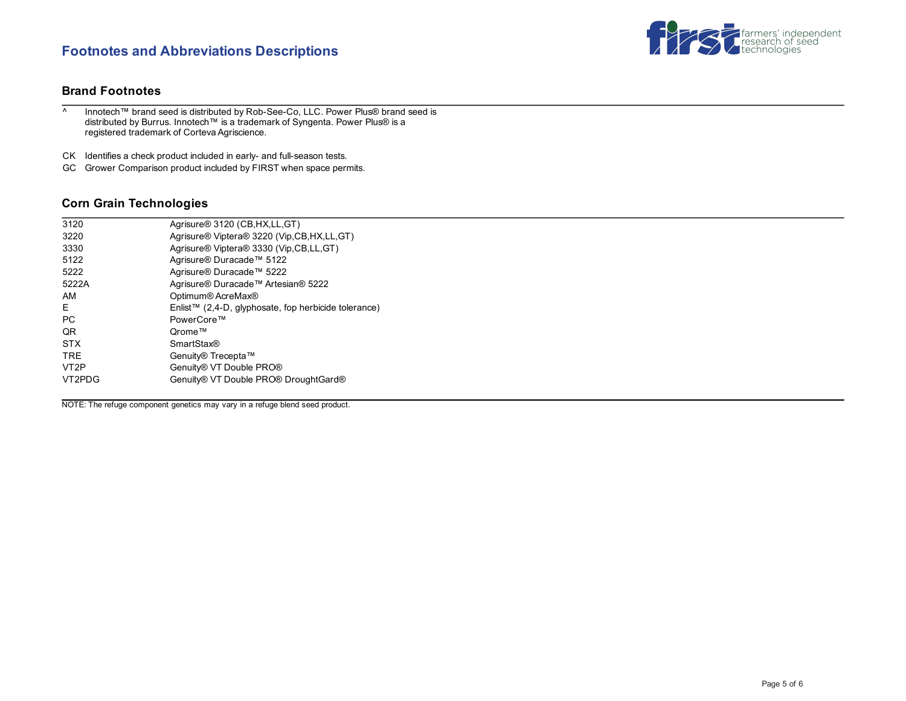# Footnotes and Abbreviations Descriptions

## Brand Footnotes

| | |
|---|---|
| ^ | Innotech™ brand seed is distributed by Rob-See-Co, LLC. Power Plus® brand seed is distributed by Burrus. Innotech™ is a trademark of Syngenta. Power Plus® is a registered trademark of Corteva Agriscience. |
| CK | Identifies a check product included in early- and full-season tests. |
| GC | Grower Comparison product included by FIRST when space permits. |

## Corn Grain Technologies

| | |
|---|---|
| 3120 | Agrisure® 3120 (CB,HX,LL,GT) |
| 3220 | Agrisure® Viptera® 3220 (Vip,CB,HX,LL,GT) |
| 3330 | Agrisure® Viptera® 3330 (Vip,CB,LL,GT) |
| 5122 | Agrisure® Duracade™ 5122 |
| 5222 | Agrisure® Duracade™ 5222 |
| 5222A | Agrisure® Duracade™ Artesian® 5222 |
| AM | Optimum® AcreMax® |
| E | Enlist™ (2,4-D, glyphosate, fop herbicide tolerance) |
| PC | PowerCore™ |
| QR | Qrome™ |
| STX | SmartStax® |
| TRE | Genuity® Trecepta™ |
| VT2P | Genuity® VT Double PRO® |
| VT2PDG | Genuity® VT Double PRO® DroughtGard® |

NOTE: The refuge component genetics may vary in a refuge blend seed product.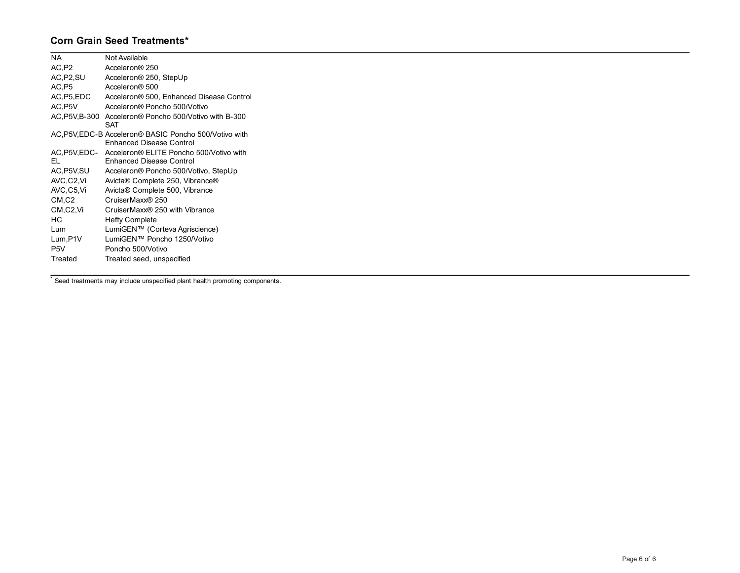## Corn Grain Seed Treatments*

| | |
|---|---|
| NA | Not Available |
| AC,P2 | Acceleron® 250 |
| AC,P2,SU | Acceleron® 250, StepUp |
| AC,P5 | Acceleron® 500 |
| AC,P5,EDC | Acceleron® 500, Enhanced Disease Control |
| AC,P5V | Acceleron® Poncho 500/Votivo |
| AC,P5V,B-300 | Acceleron® Poncho 500/Votivo with B-300 SAT |
| AC,P5V,EDC-B | Acceleron® BASIC Poncho 500/Votivo with Enhanced Disease Control |
| AC,P5V,EDC-EL | Acceleron® ELITE Poncho 500/Votivo with Enhanced Disease Control |
| AC,P5V,SU | Acceleron® Poncho 500/Votivo, StepUp |
| AVC,C2,Vi | Avicta® Complete 250, Vibrance® |
| AVC,C5,Vi | Avicta® Complete 500, Vibrance |
| CM,C2 | CruiserMaxx® 250 |
| CM,C2,Vi | CruiserMaxx® 250 with Vibrance |
| HC | Hefty Complete |
| Lum | LumiGEN™ (Corteva Agriscience) |
| Lum,P1V | LumiGEN™ Poncho 1250/Votivo |
| P5V | Poncho 500/Votivo |
| Treated | Treated seed, unspecified |

* Seed treatments may include unspecified plant health promoting components.